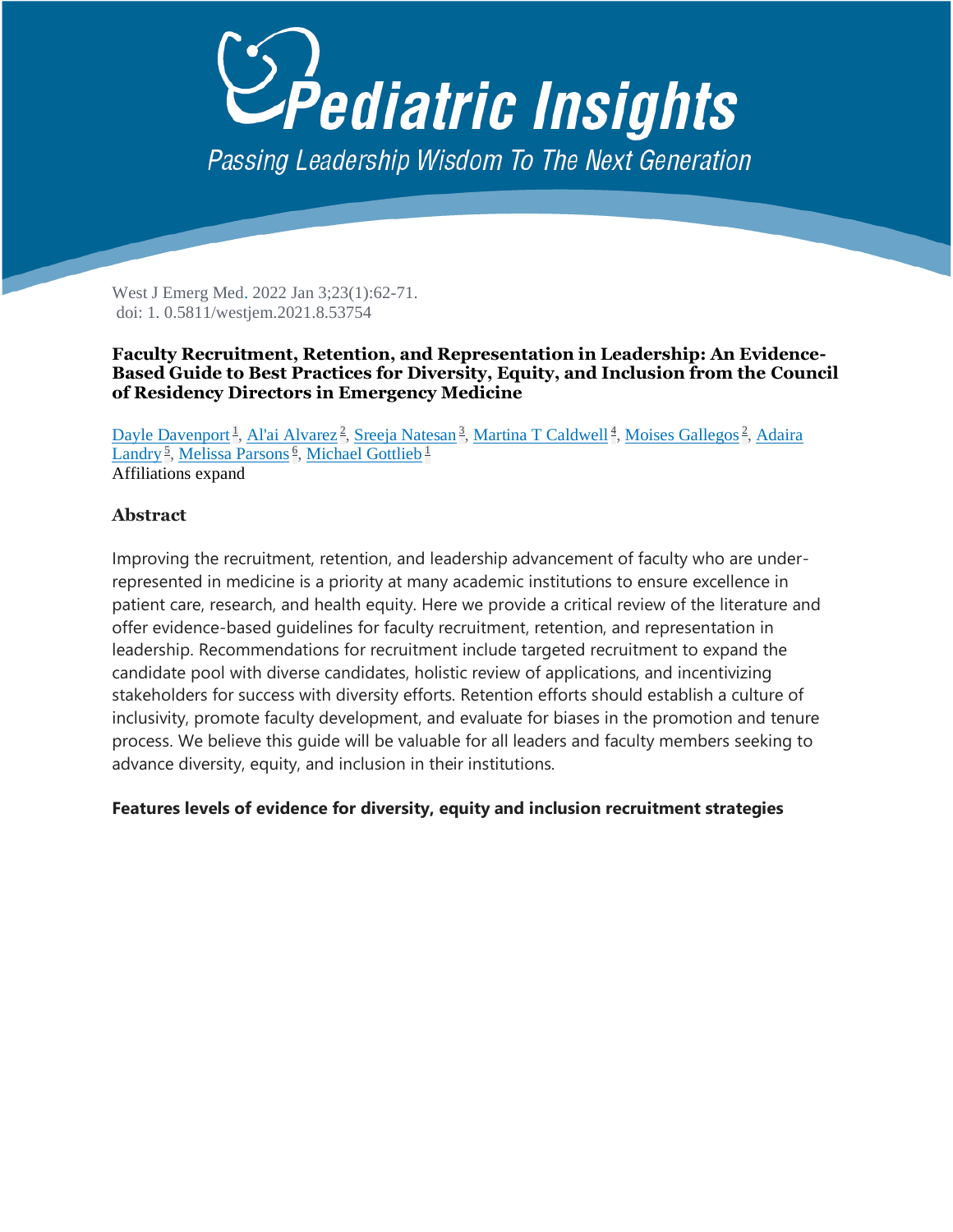# Pediatric Insights

*Passing Leadership Wisdom To The Next Generation*

West J Emerg Med. 2022 Jan 3;23(1):62-71.
doi: 1. 0.5811/westjem.2021.8.53754

**Faculty Recruitment, Retention, and Representation in Leadership: An Evidence-Based Guide to Best Practices for Diversity, Equity, and Inclusion from the Council of Residency Directors in Emergency Medicine**

Dayle Davenport[1], Al'ai Alvarez[2], Sreeja Natesan[3], Martina T Caldwell[4], Moises Gallegos[2], Adaira Landry[5], Melissa Parsons[6], Michael Gottlieb[1]
Affiliations expand

## Abstract

Improving the recruitment, retention, and leadership advancement of faculty who are under-represented in medicine is a priority at many academic institutions to ensure excellence in patient care, research, and health equity. Here we provide a critical review of the literature and offer evidence-based guidelines for faculty recruitment, retention, and representation in leadership. Recommendations for recruitment include targeted recruitment to expand the candidate pool with diverse candidates, holistic review of applications, and incentivizing stakeholders for success with diversity efforts. Retention efforts should establish a culture of inclusivity, promote faculty development, and evaluate for biases in the promotion and tenure process. We believe this guide will be valuable for all leaders and faculty members seeking to advance diversity, equity, and inclusion in their institutions.

**Features levels of evidence for diversity, equity and inclusion recruitment strategies**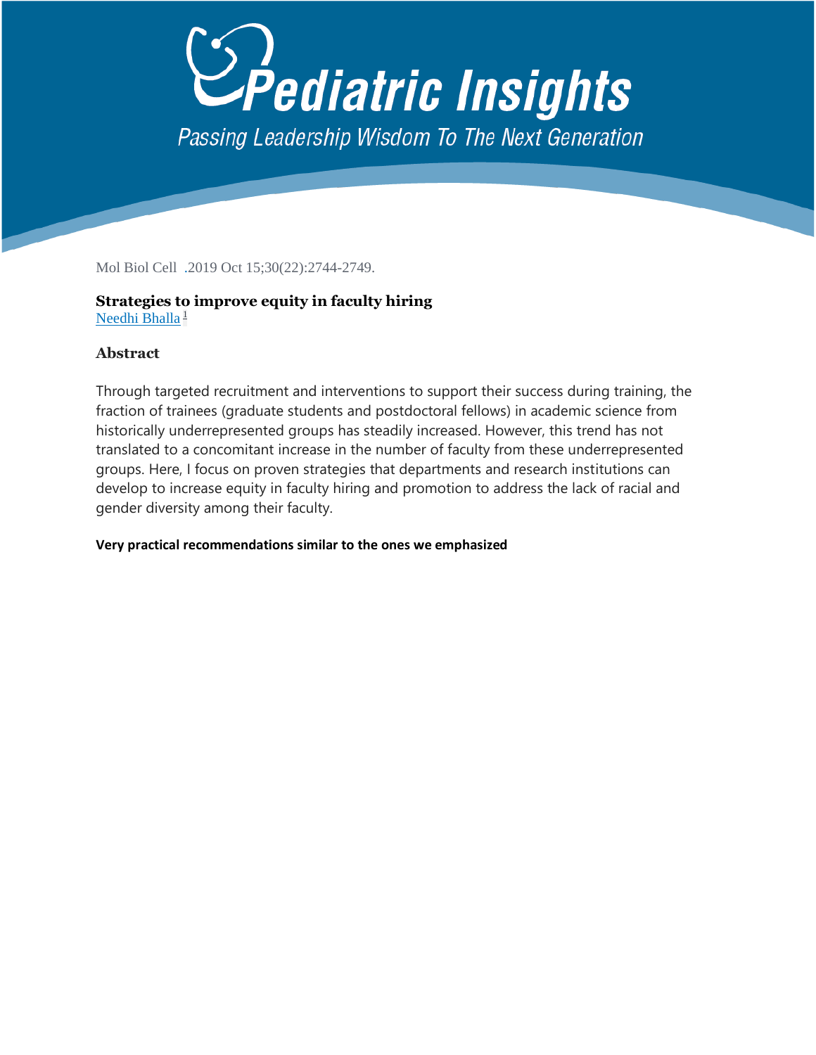# Pediatric Insights

*Passing Leadership Wisdom To The Next Generation*

Mol Biol Cell .2019 Oct 15;30(22):2744-2749.

**Strategies to improve equity in faculty hiring**
Needhi Bhalla[1]

### Abstract

Through targeted recruitment and interventions to support their success during training, the fraction of trainees (graduate students and postdoctoral fellows) in academic science from historically underrepresented groups has steadily increased. However, this trend has not translated to a concomitant increase in the number of faculty from these underrepresented groups. Here, I focus on proven strategies that departments and research institutions can develop to increase equity in faculty hiring and promotion to address the lack of racial and gender diversity among their faculty.

**Very practical recommendations similar to the ones we emphasized**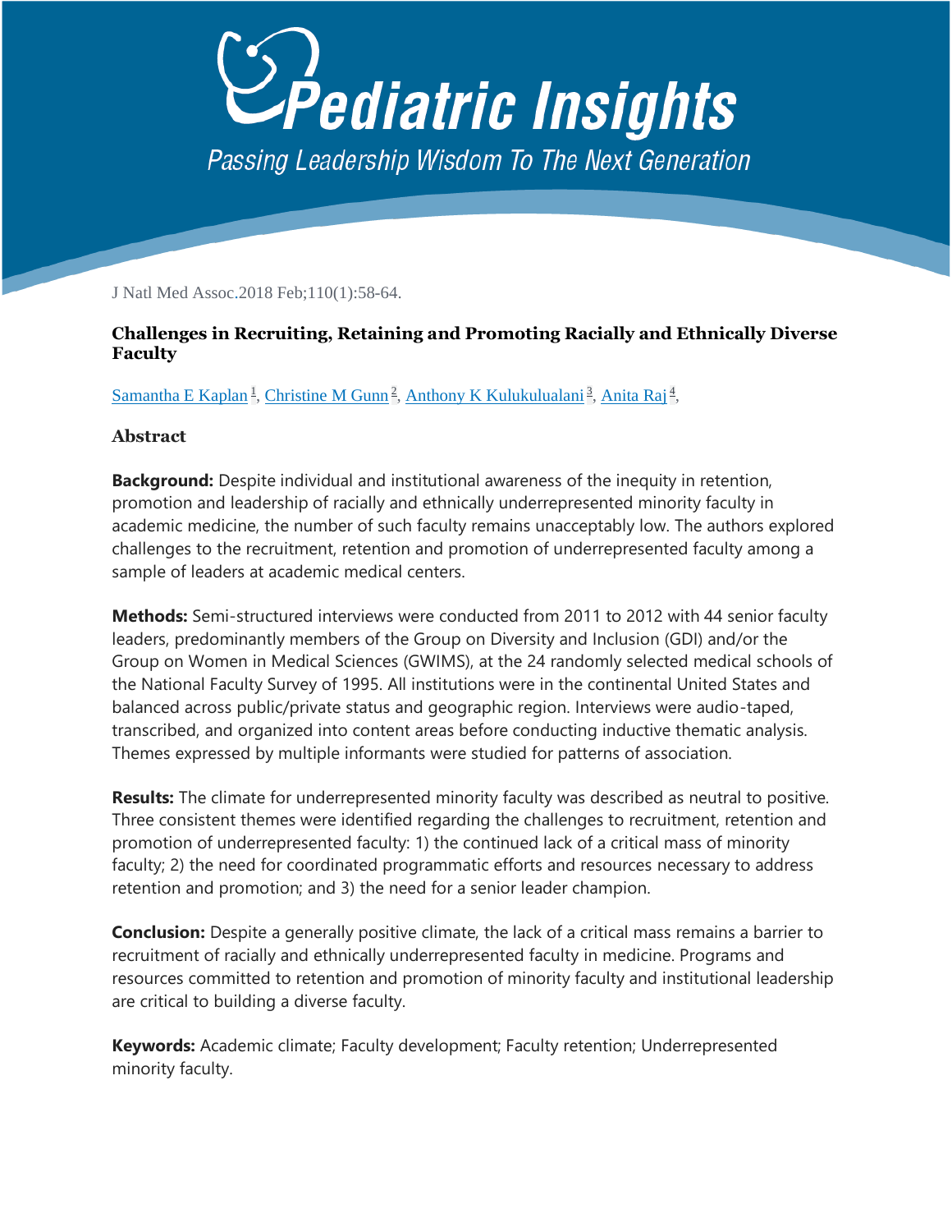J Natl Med Assoc.2018 Feb;110(1):58-64.

### Challenges in Recruiting, Retaining and Promoting Racially and Ethnically Diverse Faculty

Samantha E Kaplan[1], Christine M Gunn[2], Anthony K Kulukulualani[3], Anita Raj[4],

### Abstract

**Background:** Despite individual and institutional awareness of the inequity in retention, promotion and leadership of racially and ethnically underrepresented minority faculty in academic medicine, the number of such faculty remains unacceptably low. The authors explored challenges to the recruitment, retention and promotion of underrepresented faculty among a sample of leaders at academic medical centers.

**Methods:** Semi-structured interviews were conducted from 2011 to 2012 with 44 senior faculty leaders, predominantly members of the Group on Diversity and Inclusion (GDI) and/or the Group on Women in Medical Sciences (GWIMS), at the 24 randomly selected medical schools of the National Faculty Survey of 1995. All institutions were in the continental United States and balanced across public/private status and geographic region. Interviews were audio-taped, transcribed, and organized into content areas before conducting inductive thematic analysis. Themes expressed by multiple informants were studied for patterns of association.

**Results:** The climate for underrepresented minority faculty was described as neutral to positive. Three consistent themes were identified regarding the challenges to recruitment, retention and promotion of underrepresented faculty: 1) the continued lack of a critical mass of minority faculty; 2) the need for coordinated programmatic efforts and resources necessary to address retention and promotion; and 3) the need for a senior leader champion.

**Conclusion:** Despite a generally positive climate, the lack of a critical mass remains a barrier to recruitment of racially and ethnically underrepresented faculty in medicine. Programs and resources committed to retention and promotion of minority faculty and institutional leadership are critical to building a diverse faculty.

**Keywords:** Academic climate; Faculty development; Faculty retention; Underrepresented minority faculty.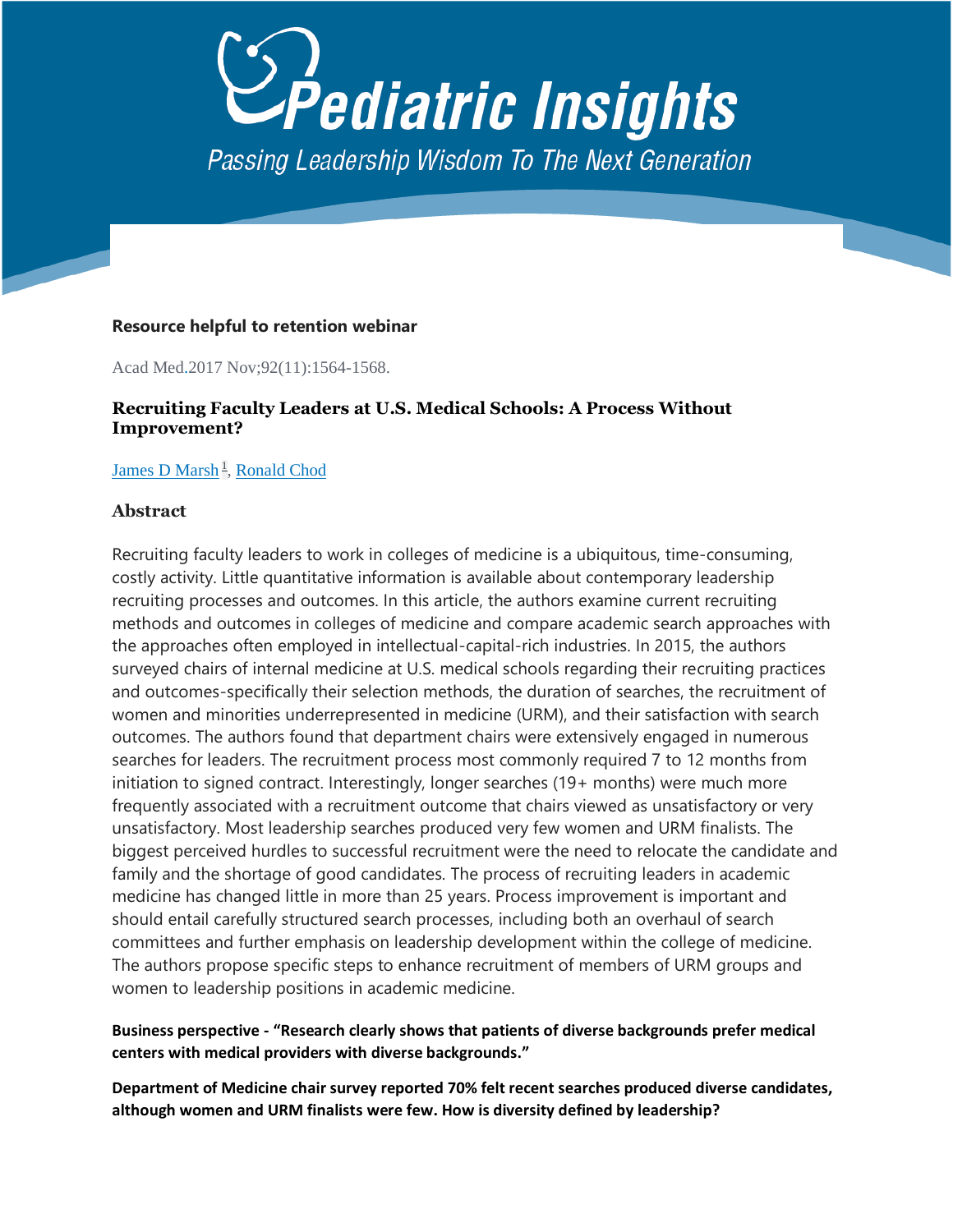# Pediatric Insights

*Passing Leadership Wisdom To The Next Generation*

**Resource helpful to retention webinar**

Acad Med.2017 Nov;92(11):1564-1568.

### Recruiting Faculty Leaders at U.S. Medical Schools: A Process Without Improvement?

James D Marsh[1], Ronald Chod

### Abstract

Recruiting faculty leaders to work in colleges of medicine is a ubiquitous, time-consuming, costly activity. Little quantitative information is available about contemporary leadership recruiting processes and outcomes. In this article, the authors examine current recruiting methods and outcomes in colleges of medicine and compare academic search approaches with the approaches often employed in intellectual-capital-rich industries. In 2015, the authors surveyed chairs of internal medicine at U.S. medical schools regarding their recruiting practices and outcomes-specifically their selection methods, the duration of searches, the recruitment of women and minorities underrepresented in medicine (URM), and their satisfaction with search outcomes. The authors found that department chairs were extensively engaged in numerous searches for leaders. The recruitment process most commonly required 7 to 12 months from initiation to signed contract. Interestingly, longer searches (19+ months) were much more frequently associated with a recruitment outcome that chairs viewed as unsatisfactory or very unsatisfactory. Most leadership searches produced very few women and URM finalists. The biggest perceived hurdles to successful recruitment were the need to relocate the candidate and family and the shortage of good candidates. The process of recruiting leaders in academic medicine has changed little in more than 25 years. Process improvement is important and should entail carefully structured search processes, including both an overhaul of search committees and further emphasis on leadership development within the college of medicine. The authors propose specific steps to enhance recruitment of members of URM groups and women to leadership positions in academic medicine.

**Business perspective - "Research clearly shows that patients of diverse backgrounds prefer medical centers with medical providers with diverse backgrounds."**

**Department of Medicine chair survey reported 70% felt recent searches produced diverse candidates, although women and URM finalists were few. How is diversity defined by leadership?**